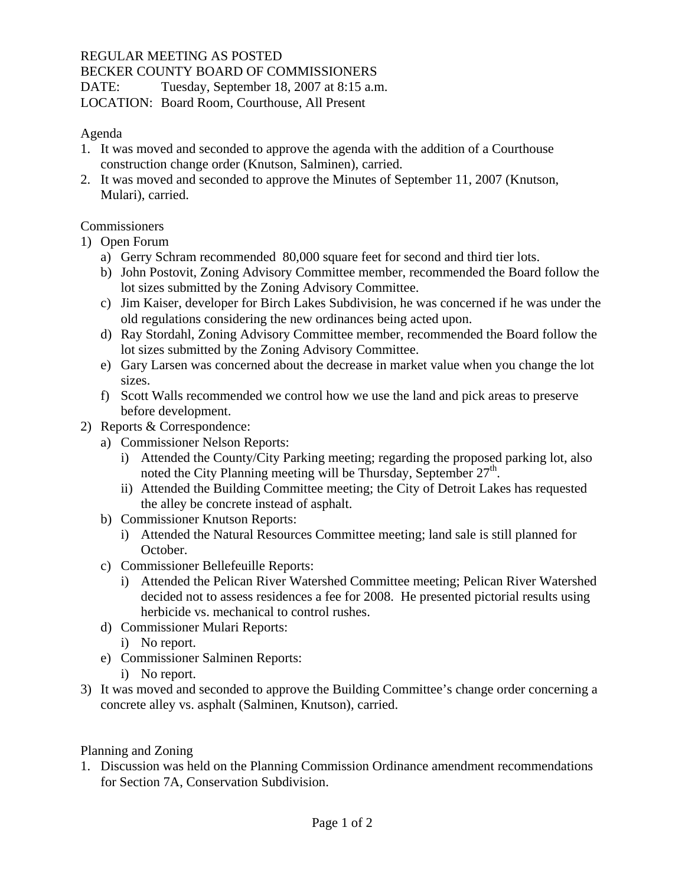REGULAR MEETING AS POSTED
BECKER COUNTY BOARD OF COMMISSIONERS
DATE: Tuesday, September 18, 2007 at 8:15 a.m.
LOCATION: Board Room, Courthouse, All Present

Agenda

1. It was moved and seconded to approve the agenda with the addition of a Courthouse construction change order (Knutson, Salminen), carried.
2. It was moved and seconded to approve the Minutes of September 11, 2007 (Knutson, Mulari), carried.

Commissioners

1) Open Forum
   a) Gerry Schram recommended 80,000 square feet for second and third tier lots.
   b) John Postovit, Zoning Advisory Committee member, recommended the Board follow the lot sizes submitted by the Zoning Advisory Committee.
   c) Jim Kaiser, developer for Birch Lakes Subdivision, he was concerned if he was under the old regulations considering the new ordinances being acted upon.
   d) Ray Stordahl, Zoning Advisory Committee member, recommended the Board follow the lot sizes submitted by the Zoning Advisory Committee.
   e) Gary Larsen was concerned about the decrease in market value when you change the lot sizes.
   f) Scott Walls recommended we control how we use the land and pick areas to preserve before development.
2) Reports & Correspondence:
   a) Commissioner Nelson Reports:
      i) Attended the County/City Parking meeting; regarding the proposed parking lot, also noted the City Planning meeting will be Thursday, September 27th.
      ii) Attended the Building Committee meeting; the City of Detroit Lakes has requested the alley be concrete instead of asphalt.
   b) Commissioner Knutson Reports:
      i) Attended the Natural Resources Committee meeting; land sale is still planned for October.
   c) Commissioner Bellefeuille Reports:
      i) Attended the Pelican River Watershed Committee meeting; Pelican River Watershed decided not to assess residences a fee for 2008. He presented pictorial results using herbicide vs. mechanical to control rushes.
   d) Commissioner Mulari Reports:
      i) No report.
   e) Commissioner Salminen Reports:
      i) No report.
3) It was moved and seconded to approve the Building Committee's change order concerning a concrete alley vs. asphalt (Salminen, Knutson), carried.

Planning and Zoning

1. Discussion was held on the Planning Commission Ordinance amendment recommendations for Section 7A, Conservation Subdivision.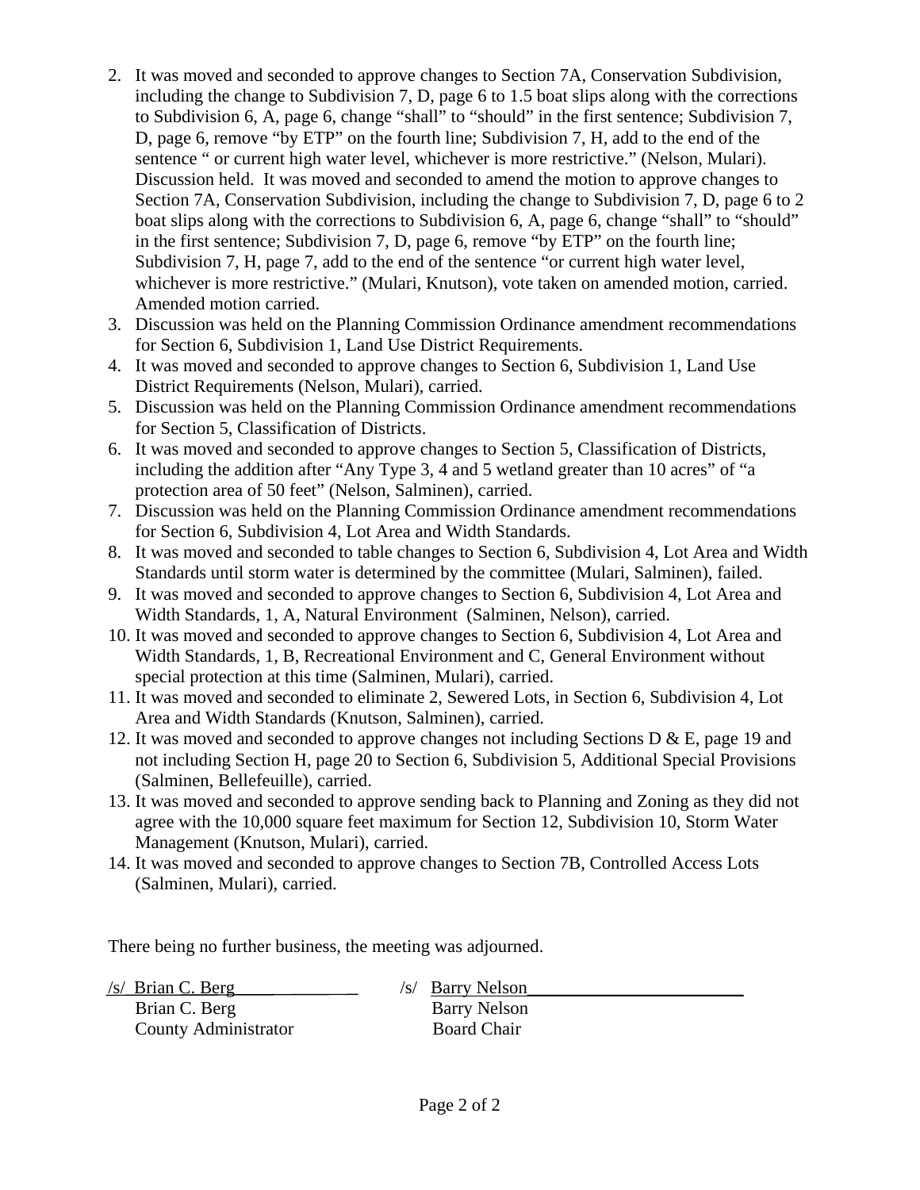2. It was moved and seconded to approve changes to Section 7A, Conservation Subdivision, including the change to Subdivision 7, D, page 6 to 1.5 boat slips along with the corrections to Subdivision 6, A, page 6, change "shall" to "should" in the first sentence; Subdivision 7, D, page 6, remove "by ETP" on the fourth line; Subdivision 7, H, add to the end of the sentence " or current high water level, whichever is more restrictive." (Nelson, Mulari). Discussion held. It was moved and seconded to amend the motion to approve changes to Section 7A, Conservation Subdivision, including the change to Subdivision 7, D, page 6 to 2 boat slips along with the corrections to Subdivision 6, A, page 6, change "shall" to "should" in the first sentence; Subdivision 7, D, page 6, remove "by ETP" on the fourth line; Subdivision 7, H, page 7, add to the end of the sentence "or current high water level, whichever is more restrictive." (Mulari, Knutson), vote taken on amended motion, carried. Amended motion carried.
3. Discussion was held on the Planning Commission Ordinance amendment recommendations for Section 6, Subdivision 1, Land Use District Requirements.
4. It was moved and seconded to approve changes to Section 6, Subdivision 1, Land Use District Requirements (Nelson, Mulari), carried.
5. Discussion was held on the Planning Commission Ordinance amendment recommendations for Section 5, Classification of Districts.
6. It was moved and seconded to approve changes to Section 5, Classification of Districts, including the addition after "Any Type 3, 4 and 5 wetland greater than 10 acres" of "a protection area of 50 feet" (Nelson, Salminen), carried.
7. Discussion was held on the Planning Commission Ordinance amendment recommendations for Section 6, Subdivision 4, Lot Area and Width Standards.
8. It was moved and seconded to table changes to Section 6, Subdivision 4, Lot Area and Width Standards until storm water is determined by the committee (Mulari, Salminen), failed.
9. It was moved and seconded to approve changes to Section 6, Subdivision 4, Lot Area and Width Standards, 1, A, Natural Environment (Salminen, Nelson), carried.
10. It was moved and seconded to approve changes to Section 6, Subdivision 4, Lot Area and Width Standards, 1, B, Recreational Environment and C, General Environment without special protection at this time (Salminen, Mulari), carried.
11. It was moved and seconded to eliminate 2, Sewered Lots, in Section 6, Subdivision 4, Lot Area and Width Standards (Knutson, Salminen), carried.
12. It was moved and seconded to approve changes not including Sections D & E, page 19 and not including Section H, page 20 to Section 6, Subdivision 5, Additional Special Provisions (Salminen, Bellefeuille), carried.
13. It was moved and seconded to approve sending back to Planning and Zoning as they did not agree with the 10,000 square feet maximum for Section 12, Subdivision 10, Storm Water Management (Knutson, Mulari), carried.
14. It was moved and seconded to approve changes to Section 7B, Controlled Access Lots (Salminen, Mulari), carried.

There being no further business, the meeting was adjourned.

/s/ Brian C. Berg
Brian C. Berg
County Administrator

/s/ Barry Nelson
Barry Nelson
Board Chair